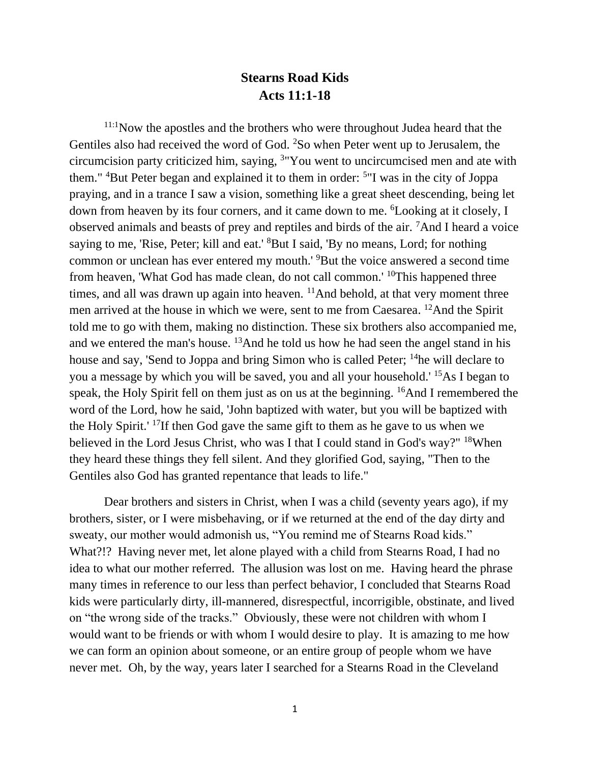# Stearns Road Kids
## Acts 11:1-18

[11:1]Now the apostles and the brothers who were throughout Judea heard that the Gentiles also had received the word of God. [2]So when Peter went up to Jerusalem, the circumcision party criticized him, saying, [3]"You went to uncircumcised men and ate with them." [4]But Peter began and explained it to them in order: [5]"I was in the city of Joppa praying, and in a trance I saw a vision, something like a great sheet descending, being let down from heaven by its four corners, and it came down to me. [6]Looking at it closely, I observed animals and beasts of prey and reptiles and birds of the air. [7]And I heard a voice saying to me, 'Rise, Peter; kill and eat.' [8]But I said, 'By no means, Lord; for nothing common or unclean has ever entered my mouth.' [9]But the voice answered a second time from heaven, 'What God has made clean, do not call common.' [10]This happened three times, and all was drawn up again into heaven. [11]And behold, at that very moment three men arrived at the house in which we were, sent to me from Caesarea. [12]And the Spirit told me to go with them, making no distinction. These six brothers also accompanied me, and we entered the man's house. [13]And he told us how he had seen the angel stand in his house and say, 'Send to Joppa and bring Simon who is called Peter; [14]he will declare to you a message by which you will be saved, you and all your household.' [15]As I began to speak, the Holy Spirit fell on them just as on us at the beginning. [16]And I remembered the word of the Lord, how he said, 'John baptized with water, but you will be baptized with the Holy Spirit.' [17]If then God gave the same gift to them as he gave to us when we believed in the Lord Jesus Christ, who was I that I could stand in God's way?" [18]When they heard these things they fell silent. And they glorified God, saying, "Then to the Gentiles also God has granted repentance that leads to life."

Dear brothers and sisters in Christ, when I was a child (seventy years ago), if my brothers, sister, or I were misbehaving, or if we returned at the end of the day dirty and sweaty, our mother would admonish us, "You remind me of Stearns Road kids." What?!? Having never met, let alone played with a child from Stearns Road, I had no idea to what our mother referred. The allusion was lost on me. Having heard the phrase many times in reference to our less than perfect behavior, I concluded that Stearns Road kids were particularly dirty, ill-mannered, disrespectful, incorrigible, obstinate, and lived on "the wrong side of the tracks." Obviously, these were not children with whom I would want to be friends or with whom I would desire to play. It is amazing to me how we can form an opinion about someone, or an entire group of people whom we have never met. Oh, by the way, years later I searched for a Stearns Road in the Cleveland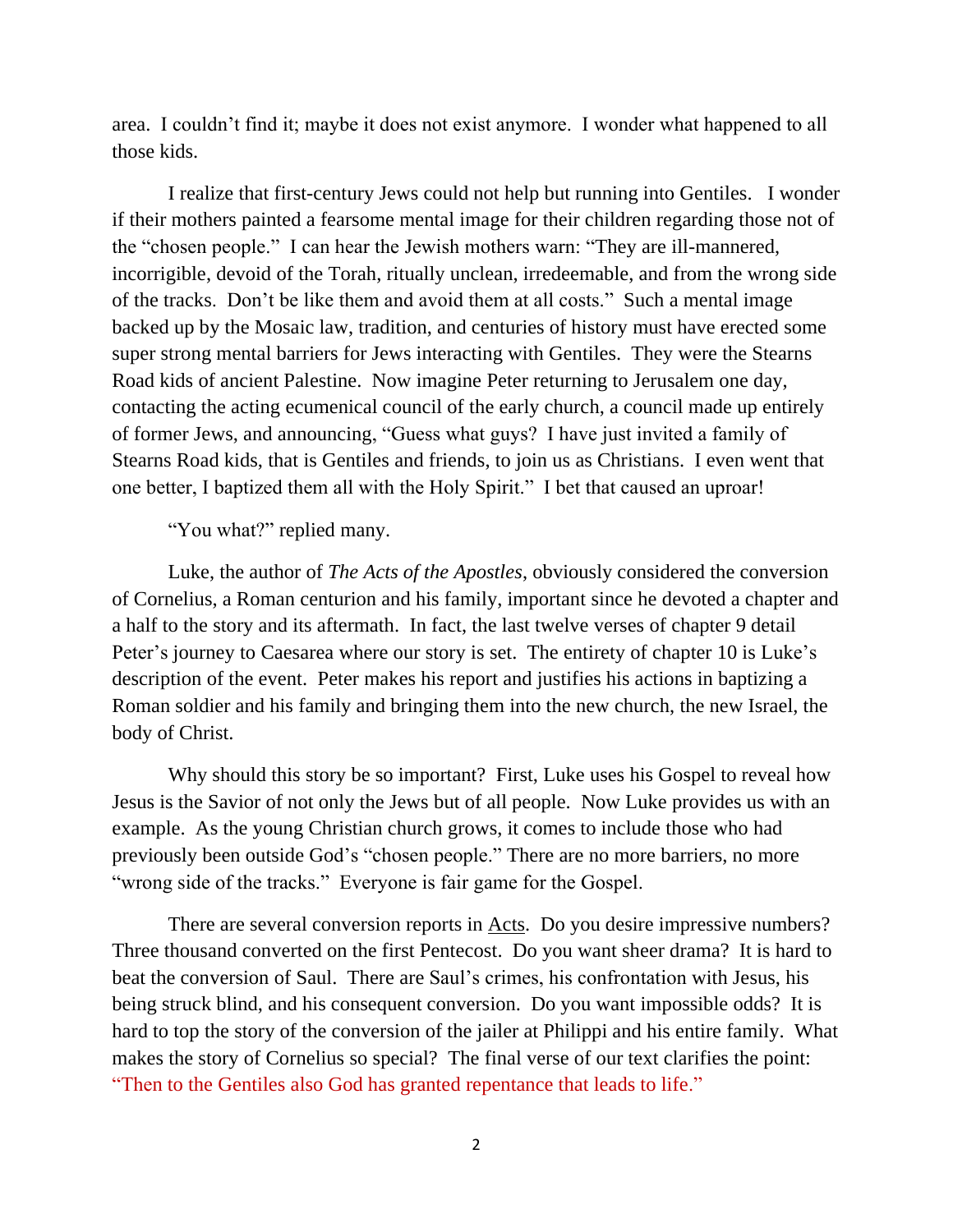area. I couldn't find it; maybe it does not exist anymore. I wonder what happened to all those kids.

I realize that first-century Jews could not help but running into Gentiles. I wonder if their mothers painted a fearsome mental image for their children regarding those not of the "chosen people." I can hear the Jewish mothers warn: "They are ill-mannered, incorrigible, devoid of the Torah, ritually unclean, irredeemable, and from the wrong side of the tracks. Don't be like them and avoid them at all costs." Such a mental image backed up by the Mosaic law, tradition, and centuries of history must have erected some super strong mental barriers for Jews interacting with Gentiles. They were the Stearns Road kids of ancient Palestine. Now imagine Peter returning to Jerusalem one day, contacting the acting ecumenical council of the early church, a council made up entirely of former Jews, and announcing, "Guess what guys? I have just invited a family of Stearns Road kids, that is Gentiles and friends, to join us as Christians. I even went that one better, I baptized them all with the Holy Spirit." I bet that caused an uproar!

"You what?" replied many.

Luke, the author of *The Acts of the Apostles*, obviously considered the conversion of Cornelius, a Roman centurion and his family, important since he devoted a chapter and a half to the story and its aftermath. In fact, the last twelve verses of chapter 9 detail Peter's journey to Caesarea where our story is set. The entirety of chapter 10 is Luke's description of the event. Peter makes his report and justifies his actions in baptizing a Roman soldier and his family and bringing them into the new church, the new Israel, the body of Christ.

Why should this story be so important? First, Luke uses his Gospel to reveal how Jesus is the Savior of not only the Jews but of all people. Now Luke provides us with an example. As the young Christian church grows, it comes to include those who had previously been outside God's "chosen people." There are no more barriers, no more "wrong side of the tracks." Everyone is fair game for the Gospel.

There are several conversion reports in <u>Acts</u>. Do you desire impressive numbers? Three thousand converted on the first Pentecost. Do you want sheer drama? It is hard to beat the conversion of Saul. There are Saul's crimes, his confrontation with Jesus, his being struck blind, and his consequent conversion. Do you want impossible odds? It is hard to top the story of the conversion of the jailer at Philippi and his entire family. What makes the story of Cornelius so special? The final verse of our text clarifies the point: "Then to the Gentiles also God has granted repentance that leads to life."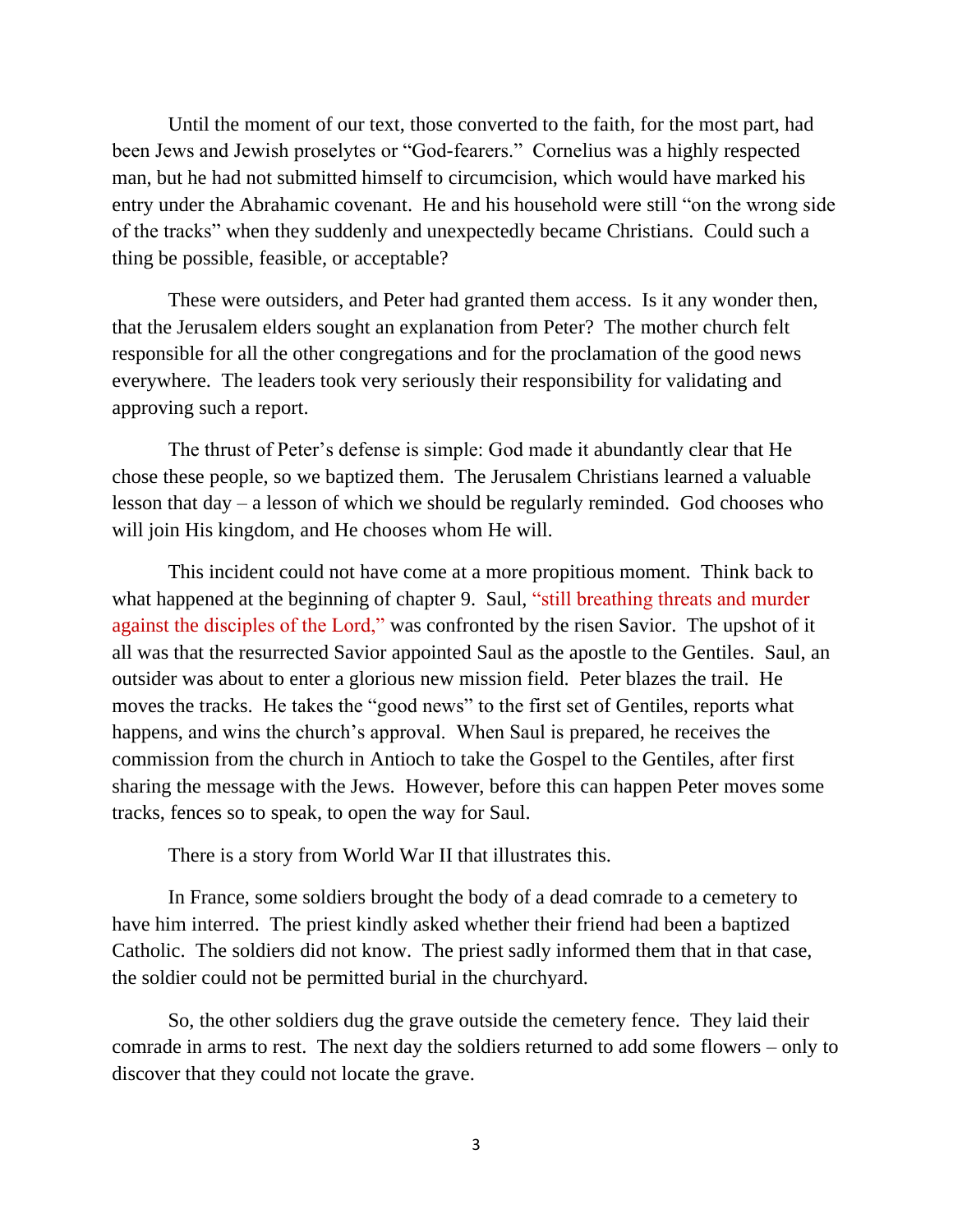Until the moment of our text, those converted to the faith, for the most part, had been Jews and Jewish proselytes or "God-fearers." Cornelius was a highly respected man, but he had not submitted himself to circumcision, which would have marked his entry under the Abrahamic covenant. He and his household were still "on the wrong side of the tracks" when they suddenly and unexpectedly became Christians. Could such a thing be possible, feasible, or acceptable?

These were outsiders, and Peter had granted them access. Is it any wonder then, that the Jerusalem elders sought an explanation from Peter? The mother church felt responsible for all the other congregations and for the proclamation of the good news everywhere. The leaders took very seriously their responsibility for validating and approving such a report.

The thrust of Peter's defense is simple: God made it abundantly clear that He chose these people, so we baptized them. The Jerusalem Christians learned a valuable lesson that day – a lesson of which we should be regularly reminded. God chooses who will join His kingdom, and He chooses whom He will.

This incident could not have come at a more propitious moment. Think back to what happened at the beginning of chapter 9. Saul, "still breathing threats and murder against the disciples of the Lord," was confronted by the risen Savior. The upshot of it all was that the resurrected Savior appointed Saul as the apostle to the Gentiles. Saul, an outsider was about to enter a glorious new mission field. Peter blazes the trail. He moves the tracks. He takes the "good news" to the first set of Gentiles, reports what happens, and wins the church's approval. When Saul is prepared, he receives the commission from the church in Antioch to take the Gospel to the Gentiles, after first sharing the message with the Jews. However, before this can happen Peter moves some tracks, fences so to speak, to open the way for Saul.

There is a story from World War II that illustrates this.

In France, some soldiers brought the body of a dead comrade to a cemetery to have him interred. The priest kindly asked whether their friend had been a baptized Catholic. The soldiers did not know. The priest sadly informed them that in that case, the soldier could not be permitted burial in the churchyard.

So, the other soldiers dug the grave outside the cemetery fence. They laid their comrade in arms to rest. The next day the soldiers returned to add some flowers – only to discover that they could not locate the grave.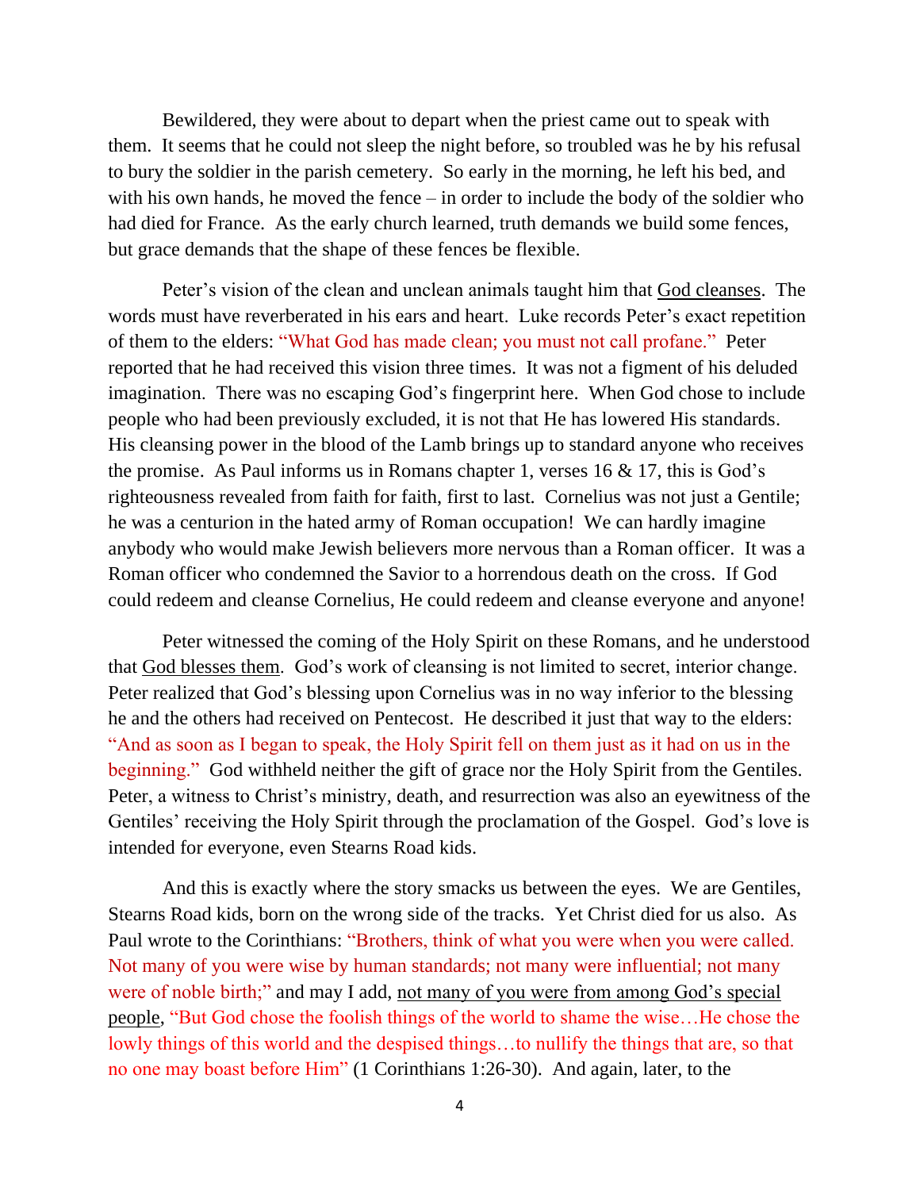Bewildered, they were about to depart when the priest came out to speak with them. It seems that he could not sleep the night before, so troubled was he by his refusal to bury the soldier in the parish cemetery. So early in the morning, he left his bed, and with his own hands, he moved the fence – in order to include the body of the soldier who had died for France. As the early church learned, truth demands we build some fences, but grace demands that the shape of these fences be flexible.

Peter's vision of the clean and unclean animals taught him that <u>God cleanses</u>. The words must have reverberated in his ears and heart. Luke records Peter's exact repetition of them to the elders: "What God has made clean; you must not call profane." Peter reported that he had received this vision three times. It was not a figment of his deluded imagination. There was no escaping God's fingerprint here. When God chose to include people who had been previously excluded, it is not that He has lowered His standards. His cleansing power in the blood of the Lamb brings up to standard anyone who receives the promise. As Paul informs us in Romans chapter 1, verses 16 & 17, this is God's righteousness revealed from faith for faith, first to last. Cornelius was not just a Gentile; he was a centurion in the hated army of Roman occupation! We can hardly imagine anybody who would make Jewish believers more nervous than a Roman officer. It was a Roman officer who condemned the Savior to a horrendous death on the cross. If God could redeem and cleanse Cornelius, He could redeem and cleanse everyone and anyone!

Peter witnessed the coming of the Holy Spirit on these Romans, and he understood that <u>God blesses them</u>. God's work of cleansing is not limited to secret, interior change. Peter realized that God's blessing upon Cornelius was in no way inferior to the blessing he and the others had received on Pentecost. He described it just that way to the elders: "And as soon as I began to speak, the Holy Spirit fell on them just as it had on us in the beginning." God withheld neither the gift of grace nor the Holy Spirit from the Gentiles. Peter, a witness to Christ's ministry, death, and resurrection was also an eyewitness of the Gentiles' receiving the Holy Spirit through the proclamation of the Gospel. God's love is intended for everyone, even Stearns Road kids.

And this is exactly where the story smacks us between the eyes. We are Gentiles, Stearns Road kids, born on the wrong side of the tracks. Yet Christ died for us also. As Paul wrote to the Corinthians: "Brothers, think of what you were when you were called. Not many of you were wise by human standards; not many were influential; not many were of noble birth;" and may I add, <u>not many of you were from among God's special people</u>, "But God chose the foolish things of the world to shame the wise…He chose the lowly things of this world and the despised things…to nullify the things that are, so that no one may boast before Him" (1 Corinthians 1:26-30). And again, later, to the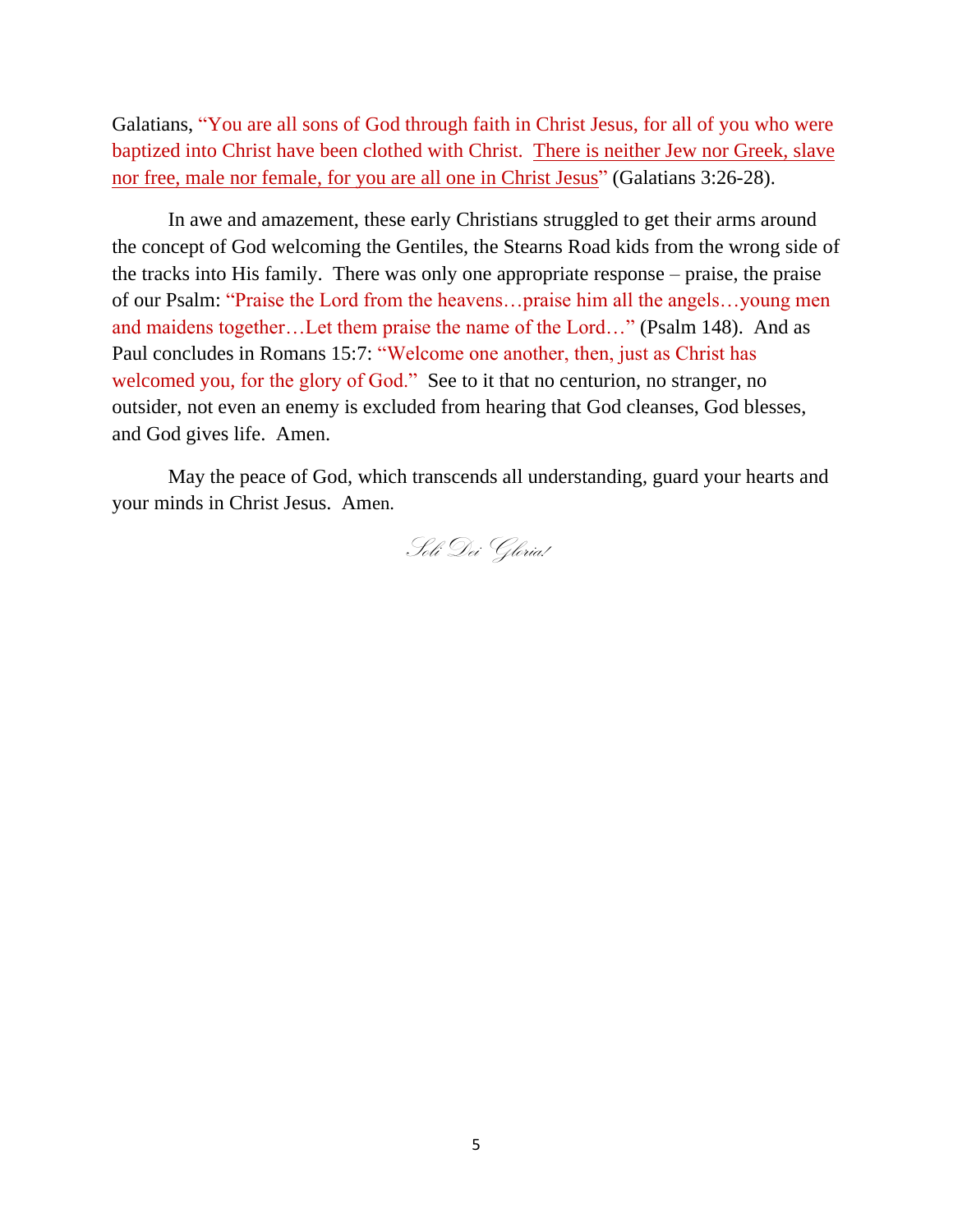Galatians, "You are all sons of God through faith in Christ Jesus, for all of you who were baptized into Christ have been clothed with Christ. <u>There is neither Jew nor Greek, slave nor free, male nor female, for you are all one in Christ Jesus</u>" (Galatians 3:26-28).

In awe and amazement, these early Christians struggled to get their arms around the concept of God welcoming the Gentiles, the Stearns Road kids from the wrong side of the tracks into His family. There was only one appropriate response – praise, the praise of our Psalm: "Praise the Lord from the heavens…praise him all the angels…young men and maidens together…Let them praise the name of the Lord…" (Psalm 148). And as Paul concludes in Romans 15:7: "Welcome one another, then, just as Christ has welcomed you, for the glory of God." See to it that no centurion, no stranger, no outsider, not even an enemy is excluded from hearing that God cleanses, God blesses, and God gives life. Amen.

May the peace of God, which transcends all understanding, guard your hearts and your minds in Christ Jesus. Amen.

*Soli Dei Gloria!*